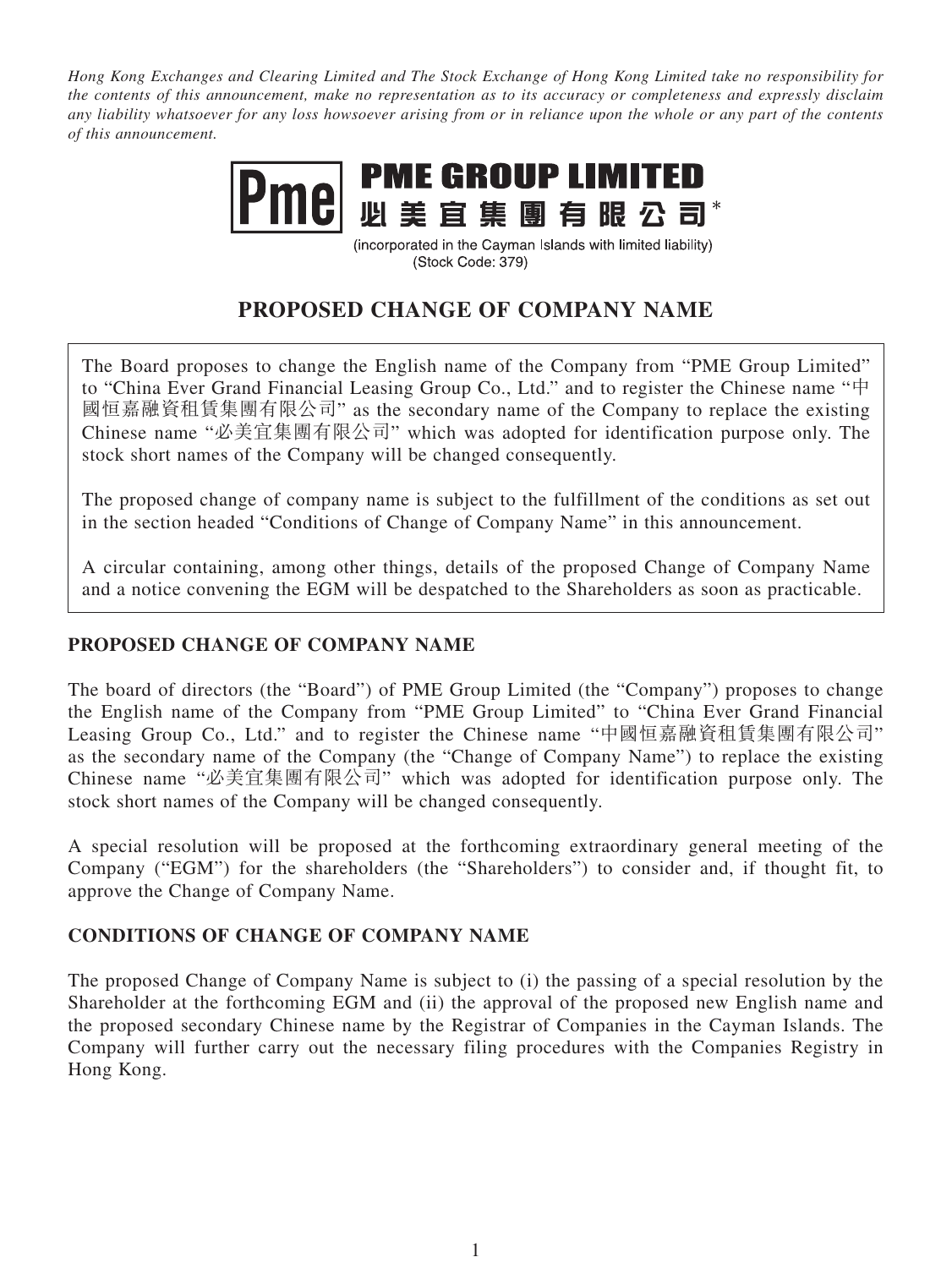*Hong Kong Exchanges and Clearing Limited and The Stock Exchange of Hong Kong Limited take no responsibility for the contents of this announcement, make no representation as to its accuracy or completeness and expressly disclaim any liability whatsoever for any loss howsoever arising from or in reliance upon the whole or any part of the contents of this announcement.*

**PME GROUP LIMITED**
**必美宜集團有限公司***

(incorporated in the Cayman Islands with limited liability)
(Stock Code: 379)

# PROPOSED CHANGE OF COMPANY NAME

The Board proposes to change the English name of the Company from "PME Group Limited" to "China Ever Grand Financial Leasing Group Co., Ltd." and to register the Chinese name "中國恒嘉融資租賃集團有限公司" as the secondary name of the Company to replace the existing Chinese name "必美宜集團有限公司" which was adopted for identification purpose only. The stock short names of the Company will be changed consequently.

The proposed change of company name is subject to the fulfillment of the conditions as set out in the section headed "Conditions of Change of Company Name" in this announcement.

A circular containing, among other things, details of the proposed Change of Company Name and a notice convening the EGM will be despatched to the Shareholders as soon as practicable.

## PROPOSED CHANGE OF COMPANY NAME

The board of directors (the "Board") of PME Group Limited (the "Company") proposes to change the English name of the Company from "PME Group Limited" to "China Ever Grand Financial Leasing Group Co., Ltd." and to register the Chinese name "中國恒嘉融資租賃集團有限公司" as the secondary name of the Company (the "Change of Company Name") to replace the existing Chinese name "必美宜集團有限公司" which was adopted for identification purpose only. The stock short names of the Company will be changed consequently.

A special resolution will be proposed at the forthcoming extraordinary general meeting of the Company ("EGM") for the shareholders (the "Shareholders") to consider and, if thought fit, to approve the Change of Company Name.

## CONDITIONS OF CHANGE OF COMPANY NAME

The proposed Change of Company Name is subject to (i) the passing of a special resolution by the Shareholder at the forthcoming EGM and (ii) the approval of the proposed new English name and the proposed secondary Chinese name by the Registrar of Companies in the Cayman Islands. The Company will further carry out the necessary filing procedures with the Companies Registry in Hong Kong.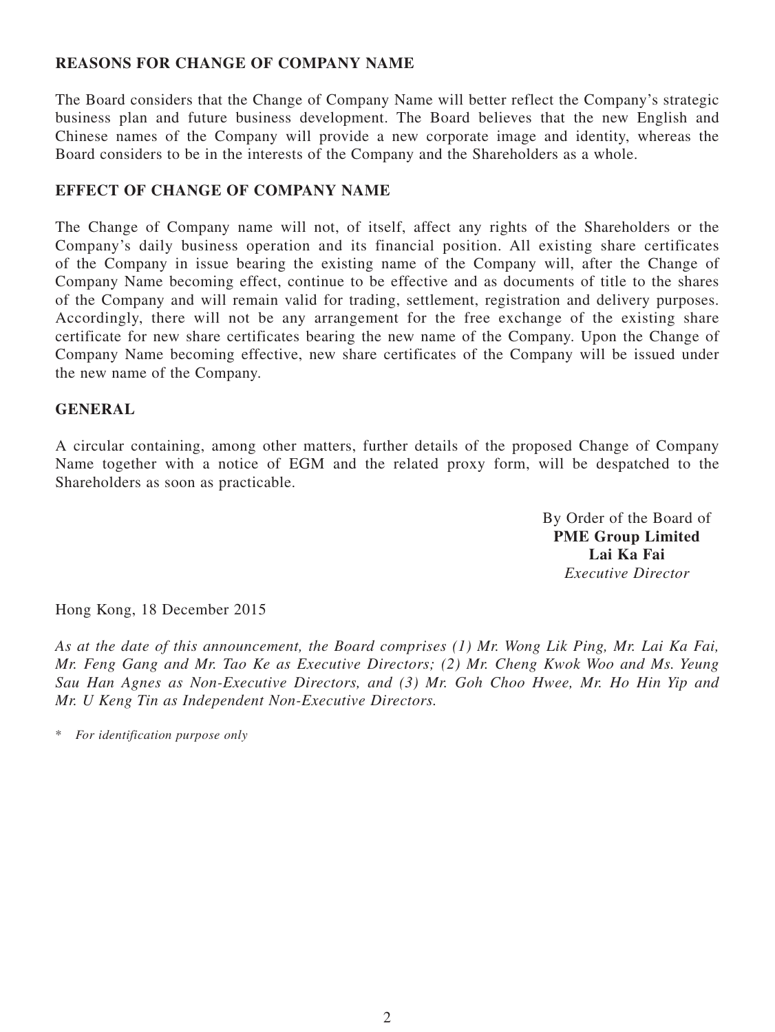## REASONS FOR CHANGE OF COMPANY NAME

The Board considers that the Change of Company Name will better reflect the Company's strategic business plan and future business development. The Board believes that the new English and Chinese names of the Company will provide a new corporate image and identity, whereas the Board considers to be in the interests of the Company and the Shareholders as a whole.

## EFFECT OF CHANGE OF COMPANY NAME

The Change of Company name will not, of itself, affect any rights of the Shareholders or the Company's daily business operation and its financial position. All existing share certificates of the Company in issue bearing the existing name of the Company will, after the Change of Company Name becoming effect, continue to be effective and as documents of title to the shares of the Company and will remain valid for trading, settlement, registration and delivery purposes. Accordingly, there will not be any arrangement for the free exchange of the existing share certificate for new share certificates bearing the new name of the Company. Upon the Change of Company Name becoming effective, new share certificates of the Company will be issued under the new name of the Company.

## GENERAL

A circular containing, among other matters, further details of the proposed Change of Company Name together with a notice of EGM and the related proxy form, will be despatched to the Shareholders as soon as practicable.

By Order of the Board of
**PME Group Limited**
**Lai Ka Fai**
*Executive Director*

Hong Kong, 18 December 2015

*As at the date of this announcement, the Board comprises (1) Mr. Wong Lik Ping, Mr. Lai Ka Fai, Mr. Feng Gang and Mr. Tao Ke as Executive Directors; (2) Mr. Cheng Kwok Woo and Ms. Yeung Sau Han Agnes as Non-Executive Directors, and (3) Mr. Goh Choo Hwee, Mr. Ho Hin Yip and Mr. U Keng Tin as Independent Non-Executive Directors.*

\* *For identification purpose only*